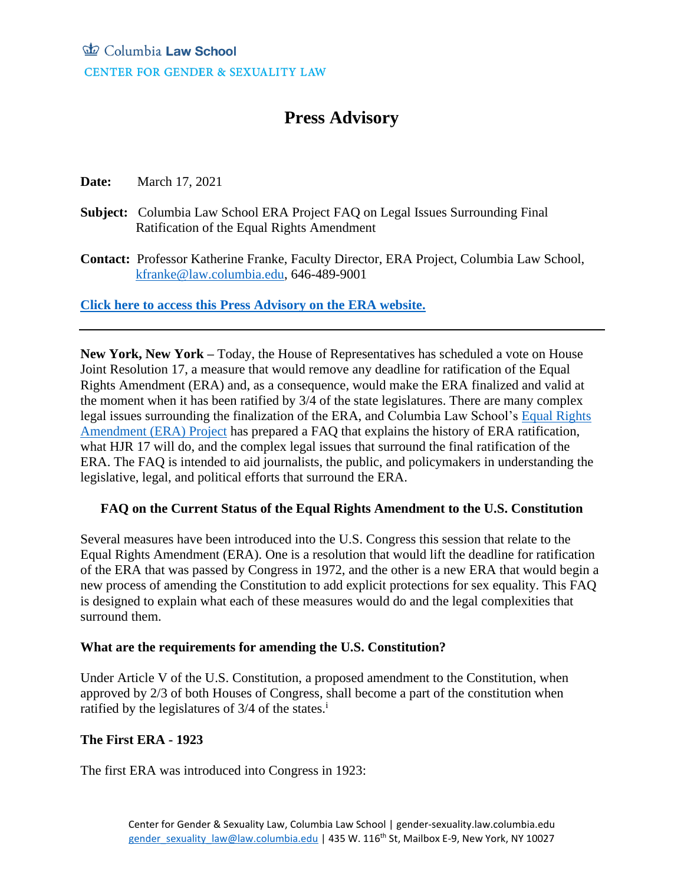Columbia Law School
CENTER FOR GENDER & SEXUALITY LAW

# Press Advisory

**Date:** March 17, 2021

**Subject:** Columbia Law School ERA Project FAQ on Legal Issues Surrounding Final Ratification of the Equal Rights Amendment

**Contact:** Professor Katherine Franke, Faculty Director, ERA Project, Columbia Law School, kfranke@law.columbia.edu, 646-489-9001

**Click here to access this Press Advisory on the ERA website.**

---

**New York, New York –** Today, the House of Representatives has scheduled a vote on House Joint Resolution 17, a measure that would remove any deadline for ratification of the Equal Rights Amendment (ERA) and, as a consequence, would make the ERA finalized and valid at the moment when it has been ratified by 3/4 of the state legislatures. There are many complex legal issues surrounding the finalization of the ERA, and Columbia Law School's Equal Rights Amendment (ERA) Project has prepared a FAQ that explains the history of ERA ratification, what HJR 17 will do, and the complex legal issues that surround the final ratification of the ERA. The FAQ is intended to aid journalists, the public, and policymakers in understanding the legislative, legal, and political efforts that surround the ERA.

## FAQ on the Current Status of the Equal Rights Amendment to the U.S. Constitution

Several measures have been introduced into the U.S. Congress this session that relate to the Equal Rights Amendment (ERA). One is a resolution that would lift the deadline for ratification of the ERA that was passed by Congress in 1972, and the other is a new ERA that would begin a new process of amending the Constitution to add explicit protections for sex equality. This FAQ is designed to explain what each of these measures would do and the legal complexities that surround them.

### What are the requirements for amending the U.S. Constitution?

Under Article V of the U.S. Constitution, a proposed amendment to the Constitution, when approved by 2/3 of both Houses of Congress, shall become a part of the constitution when ratified by the legislatures of 3/4 of the states.[i]

### The First ERA - 1923

The first ERA was introduced into Congress in 1923: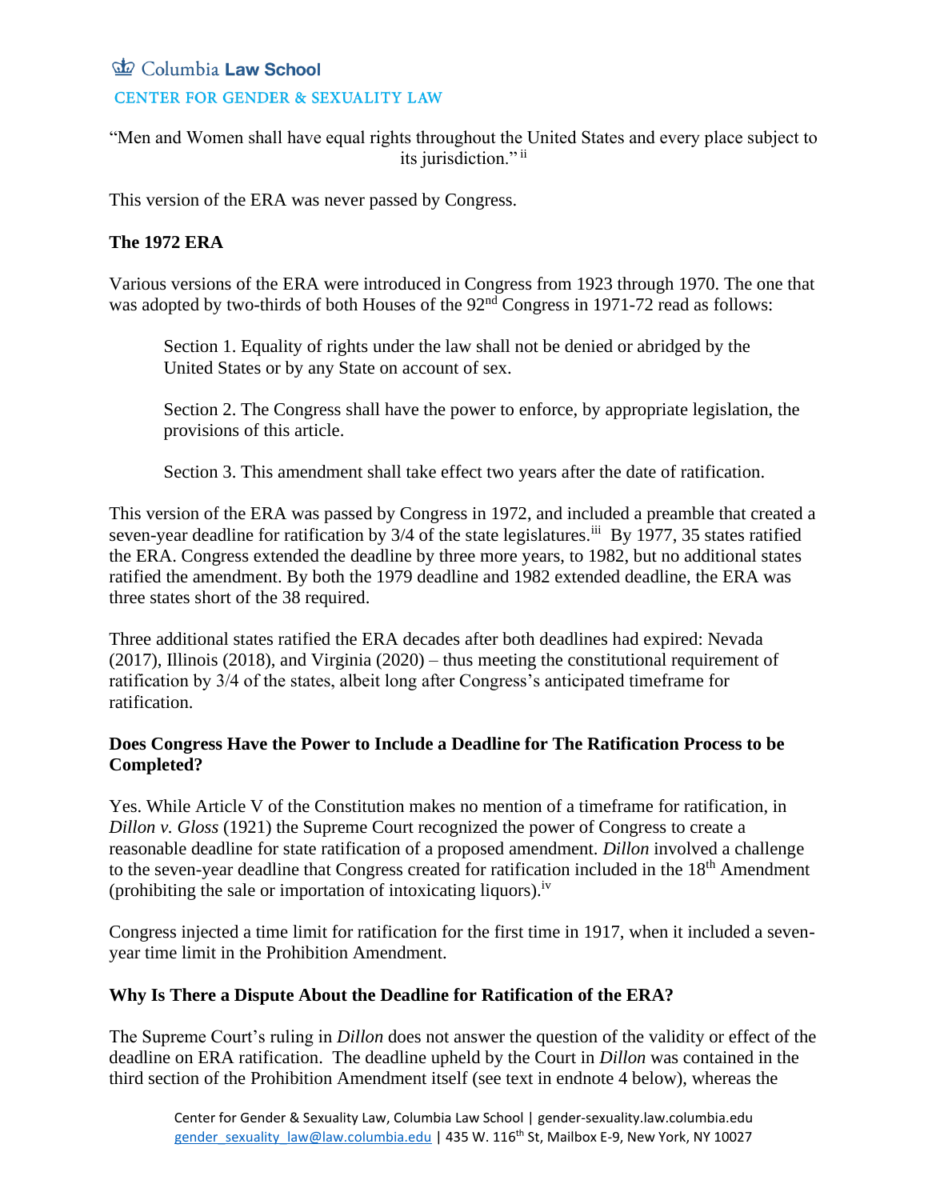"Men and Women shall have equal rights throughout the United States and every place subject to its jurisdiction." [ii]

This version of the ERA was never passed by Congress.

**The 1972 ERA**

Various versions of the ERA were introduced in Congress from 1923 through 1970. The one that was adopted by two-thirds of both Houses of the 92nd Congress in 1971-72 read as follows:

> Section 1. Equality of rights under the law shall not be denied or abridged by the United States or by any State on account of sex.
>
> Section 2. The Congress shall have the power to enforce, by appropriate legislation, the provisions of this article.
>
> Section 3. This amendment shall take effect two years after the date of ratification.

This version of the ERA was passed by Congress in 1972, and included a preamble that created a seven-year deadline for ratification by 3/4 of the state legislatures.[iii] By 1977, 35 states ratified the ERA. Congress extended the deadline by three more years, to 1982, but no additional states ratified the amendment. By both the 1979 deadline and 1982 extended deadline, the ERA was three states short of the 38 required.

Three additional states ratified the ERA decades after both deadlines had expired: Nevada (2017), Illinois (2018), and Virginia (2020) – thus meeting the constitutional requirement of ratification by 3/4 of the states, albeit long after Congress's anticipated timeframe for ratification.

**Does Congress Have the Power to Include a Deadline for The Ratification Process to be Completed?**

Yes. While Article V of the Constitution makes no mention of a timeframe for ratification, in *Dillon v. Gloss* (1921) the Supreme Court recognized the power of Congress to create a reasonable deadline for state ratification of a proposed amendment. *Dillon* involved a challenge to the seven-year deadline that Congress created for ratification included in the 18th Amendment (prohibiting the sale or importation of intoxicating liquors).[iv]

Congress injected a time limit for ratification for the first time in 1917, when it included a seven-year time limit in the Prohibition Amendment.

**Why Is There a Dispute About the Deadline for Ratification of the ERA?**

The Supreme Court's ruling in *Dillon* does not answer the question of the validity or effect of the deadline on ERA ratification. The deadline upheld by the Court in *Dillon* was contained in the third section of the Prohibition Amendment itself (see text in endnote 4 below), whereas the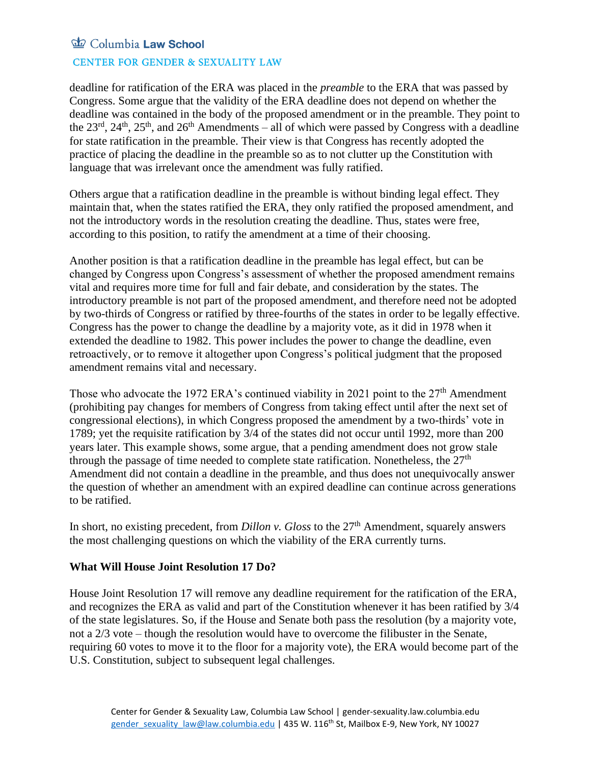deadline for ratification of the ERA was placed in the *preamble* to the ERA that was passed by Congress. Some argue that the validity of the ERA deadline does not depend on whether the deadline was contained in the body of the proposed amendment or in the preamble. They point to the 23rd, 24th, 25th, and 26th Amendments – all of which were passed by Congress with a deadline for state ratification in the preamble. Their view is that Congress has recently adopted the practice of placing the deadline in the preamble so as to not clutter up the Constitution with language that was irrelevant once the amendment was fully ratified.

Others argue that a ratification deadline in the preamble is without binding legal effect. They maintain that, when the states ratified the ERA, they only ratified the proposed amendment, and not the introductory words in the resolution creating the deadline. Thus, states were free, according to this position, to ratify the amendment at a time of their choosing.

Another position is that a ratification deadline in the preamble has legal effect, but can be changed by Congress upon Congress's assessment of whether the proposed amendment remains vital and requires more time for full and fair debate, and consideration by the states. The introductory preamble is not part of the proposed amendment, and therefore need not be adopted by two-thirds of Congress or ratified by three-fourths of the states in order to be legally effective. Congress has the power to change the deadline by a majority vote, as it did in 1978 when it extended the deadline to 1982. This power includes the power to change the deadline, even retroactively, or to remove it altogether upon Congress's political judgment that the proposed amendment remains vital and necessary.

Those who advocate the 1972 ERA's continued viability in 2021 point to the 27th Amendment (prohibiting pay changes for members of Congress from taking effect until after the next set of congressional elections), in which Congress proposed the amendment by a two-thirds' vote in 1789; yet the requisite ratification by 3/4 of the states did not occur until 1992, more than 200 years later. This example shows, some argue, that a pending amendment does not grow stale through the passage of time needed to complete state ratification. Nonetheless, the 27th Amendment did not contain a deadline in the preamble, and thus does not unequivocally answer the question of whether an amendment with an expired deadline can continue across generations to be ratified.

In short, no existing precedent, from *Dillon v. Gloss* to the 27th Amendment, squarely answers the most challenging questions on which the viability of the ERA currently turns.

**What Will House Joint Resolution 17 Do?**

House Joint Resolution 17 will remove any deadline requirement for the ratification of the ERA, and recognizes the ERA as valid and part of the Constitution whenever it has been ratified by 3/4 of the state legislatures. So, if the House and Senate both pass the resolution (by a majority vote, not a 2/3 vote – though the resolution would have to overcome the filibuster in the Senate, requiring 60 votes to move it to the floor for a majority vote), the ERA would become part of the U.S. Constitution, subject to subsequent legal challenges.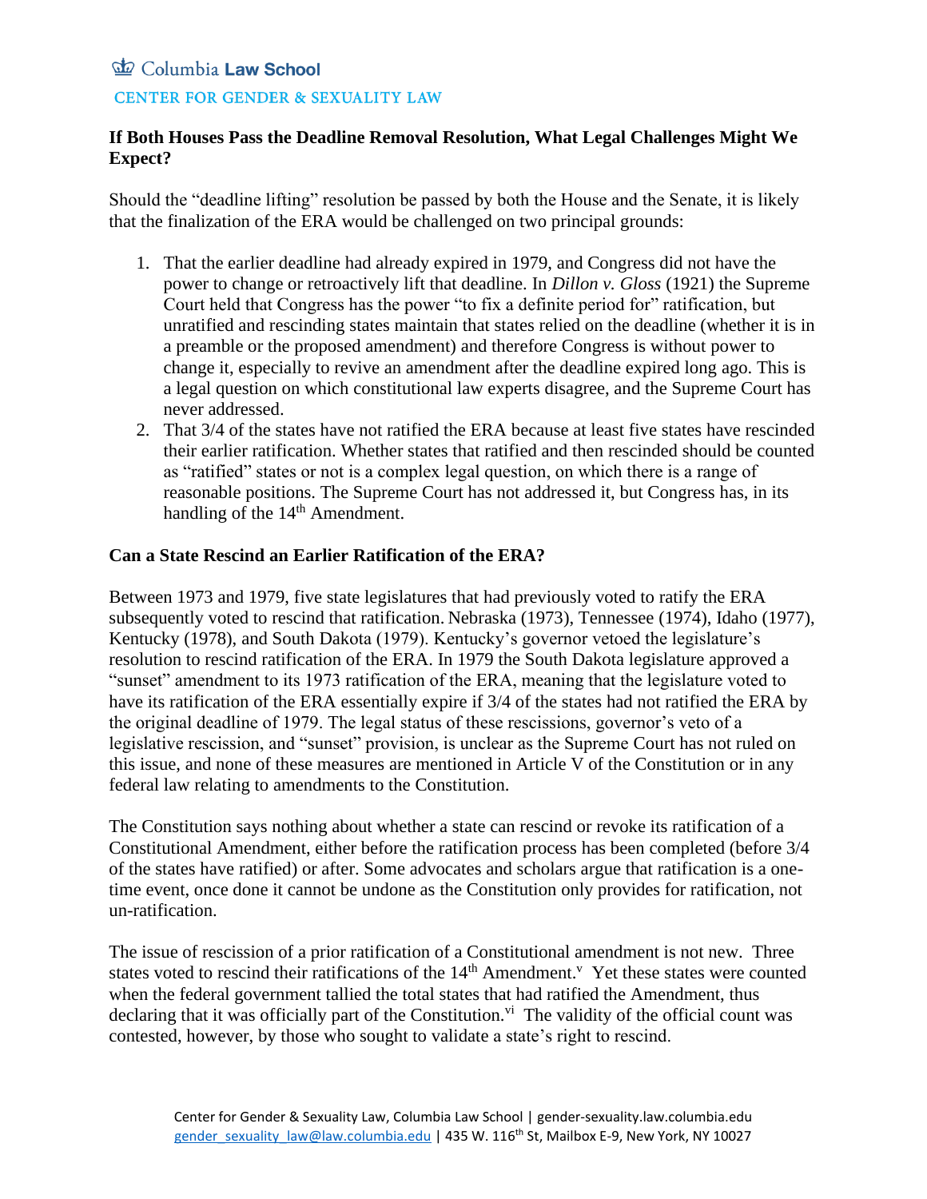**If Both Houses Pass the Deadline Removal Resolution, What Legal Challenges Might We Expect?**

Should the "deadline lifting" resolution be passed by both the House and the Senate, it is likely that the finalization of the ERA would be challenged on two principal grounds:

1. That the earlier deadline had already expired in 1979, and Congress did not have the power to change or retroactively lift that deadline. In *Dillon v. Gloss* (1921) the Supreme Court held that Congress has the power "to fix a definite period for" ratification, but unratified and rescinding states maintain that states relied on the deadline (whether it is in a preamble or the proposed amendment) and therefore Congress is without power to change it, especially to revive an amendment after the deadline expired long ago. This is a legal question on which constitutional law experts disagree, and the Supreme Court has never addressed.
2. That 3/4 of the states have not ratified the ERA because at least five states have rescinded their earlier ratification. Whether states that ratified and then rescinded should be counted as "ratified" states or not is a complex legal question, on which there is a range of reasonable positions. The Supreme Court has not addressed it, but Congress has, in its handling of the 14th Amendment.

**Can a State Rescind an Earlier Ratification of the ERA?**

Between 1973 and 1979, five state legislatures that had previously voted to ratify the ERA subsequently voted to rescind that ratification. Nebraska (1973), Tennessee (1974), Idaho (1977), Kentucky (1978), and South Dakota (1979). Kentucky's governor vetoed the legislature's resolution to rescind ratification of the ERA. In 1979 the South Dakota legislature approved a "sunset" amendment to its 1973 ratification of the ERA, meaning that the legislature voted to have its ratification of the ERA essentially expire if 3/4 of the states had not ratified the ERA by the original deadline of 1979. The legal status of these rescissions, governor's veto of a legislative rescission, and "sunset" provision, is unclear as the Supreme Court has not ruled on this issue, and none of these measures are mentioned in Article V of the Constitution or in any federal law relating to amendments to the Constitution.

The Constitution says nothing about whether a state can rescind or revoke its ratification of a Constitutional Amendment, either before the ratification process has been completed (before 3/4 of the states have ratified) or after. Some advocates and scholars argue that ratification is a one-time event, once done it cannot be undone as the Constitution only provides for ratification, not un-ratification.

The issue of rescission of a prior ratification of a Constitutional amendment is not new. Three states voted to rescind their ratifications of the 14th Amendment.[v] Yet these states were counted when the federal government tallied the total states that had ratified the Amendment, thus declaring that it was officially part of the Constitution.[vi] The validity of the official count was contested, however, by those who sought to validate a state's right to rescind.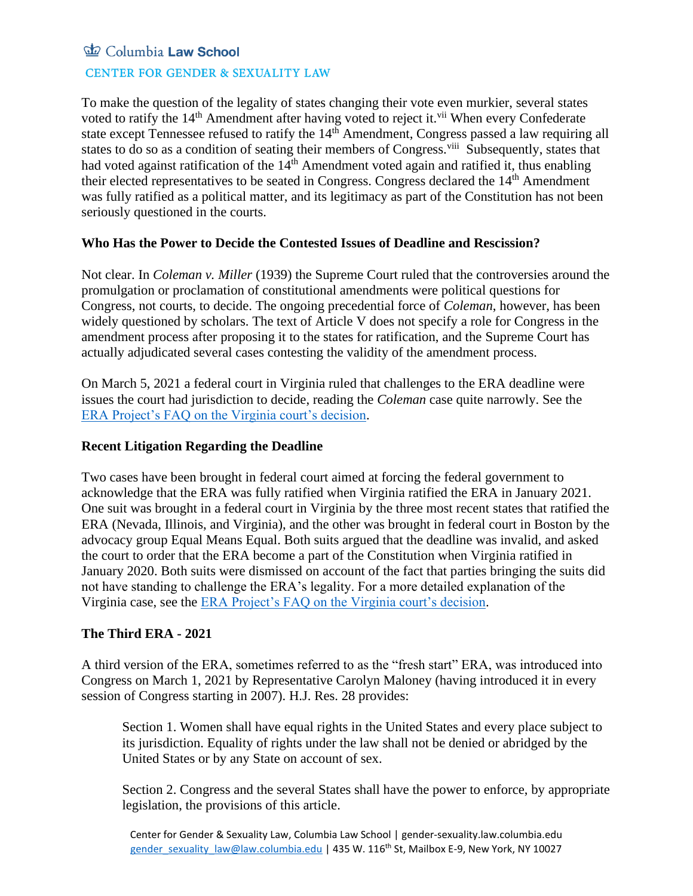To make the question of the legality of states changing their vote even murkier, several states voted to ratify the 14th Amendment after having voted to reject it.[vii] When every Confederate state except Tennessee refused to ratify the 14th Amendment, Congress passed a law requiring all states to do so as a condition of seating their members of Congress.[viii] Subsequently, states that had voted against ratification of the 14th Amendment voted again and ratified it, thus enabling their elected representatives to be seated in Congress. Congress declared the 14th Amendment was fully ratified as a political matter, and its legitimacy as part of the Constitution has not been seriously questioned in the courts.

### Who Has the Power to Decide the Contested Issues of Deadline and Rescission?

Not clear. In *Coleman v. Miller* (1939) the Supreme Court ruled that the controversies around the promulgation or proclamation of constitutional amendments were political questions for Congress, not courts, to decide. The ongoing precedential force of *Coleman*, however, has been widely questioned by scholars. The text of Article V does not specify a role for Congress in the amendment process after proposing it to the states for ratification, and the Supreme Court has actually adjudicated several cases contesting the validity of the amendment process.

On March 5, 2021 a federal court in Virginia ruled that challenges to the ERA deadline were issues the court had jurisdiction to decide, reading the *Coleman* case quite narrowly. See the ERA Project's FAQ on the Virginia court's decision.

### Recent Litigation Regarding the Deadline

Two cases have been brought in federal court aimed at forcing the federal government to acknowledge that the ERA was fully ratified when Virginia ratified the ERA in January 2021. One suit was brought in a federal court in Virginia by the three most recent states that ratified the ERA (Nevada, Illinois, and Virginia), and the other was brought in federal court in Boston by the advocacy group Equal Means Equal. Both suits argued that the deadline was invalid, and asked the court to order that the ERA become a part of the Constitution when Virginia ratified in January 2020. Both suits were dismissed on account of the fact that parties bringing the suits did not have standing to challenge the ERA's legality. For a more detailed explanation of the Virginia case, see the ERA Project's FAQ on the Virginia court's decision.

### The Third ERA - 2021

A third version of the ERA, sometimes referred to as the "fresh start" ERA, was introduced into Congress on March 1, 2021 by Representative Carolyn Maloney (having introduced it in every session of Congress starting in 2007). H.J. Res. 28 provides:

> Section 1. Women shall have equal rights in the United States and every place subject to its jurisdiction. Equality of rights under the law shall not be denied or abridged by the United States or by any State on account of sex.
>
> Section 2. Congress and the several States shall have the power to enforce, by appropriate legislation, the provisions of this article.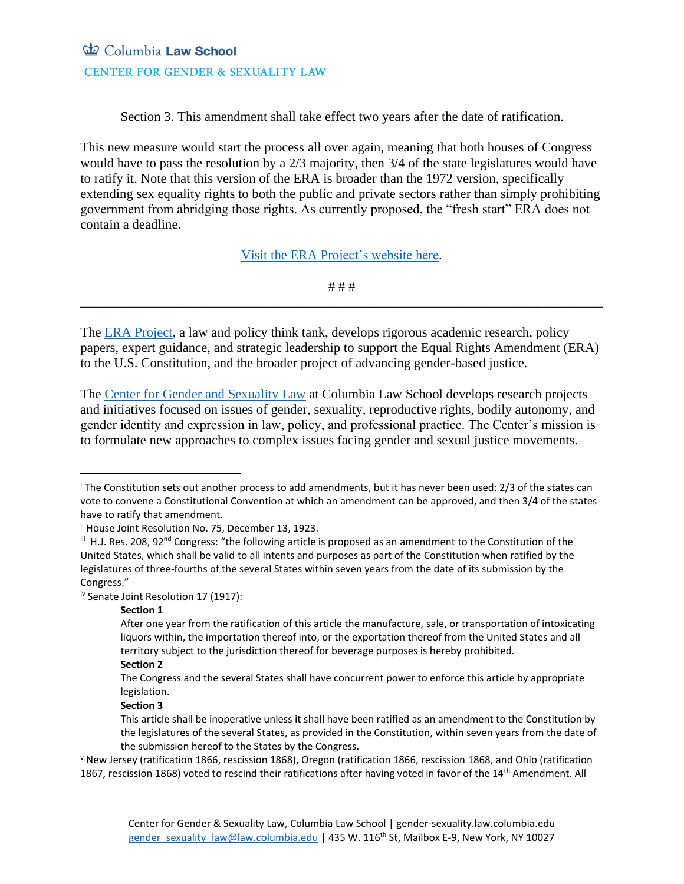Section 3. This amendment shall take effect two years after the date of ratification.

This new measure would start the process all over again, meaning that both houses of Congress would have to pass the resolution by a 2/3 majority, then 3/4 of the state legislatures would have to ratify it. Note that this version of the ERA is broader than the 1972 version, specifically extending sex equality rights to both the public and private sectors rather than simply prohibiting government from abridging those rights. As currently proposed, the "fresh start" ERA does not contain a deadline.

[Visit the ERA Project's website here](#).

# # #

---

The [ERA Project](#), a law and policy think tank, develops rigorous academic research, policy papers, expert guidance, and strategic leadership to support the Equal Rights Amendment (ERA) to the U.S. Constitution, and the broader project of advancing gender-based justice.

The [Center for Gender and Sexuality Law](#) at Columbia Law School develops research projects and initiatives focused on issues of gender, sexuality, reproductive rights, bodily autonomy, and gender identity and expression in law, policy, and professional practice. The Center's mission is to formulate new approaches to complex issues facing gender and sexual justice movements.

---

[i] The Constitution sets out another process to add amendments, but it has never been used: 2/3 of the states can vote to convene a Constitutional Convention at which an amendment can be approved, and then 3/4 of the states have to ratify that amendment.

[ii] House Joint Resolution No. 75, December 13, 1923.

[iii] H.J. Res. 208, 92nd Congress: "the following article is proposed as an amendment to the Constitution of the United States, which shall be valid to all intents and purposes as part of the Constitution when ratified by the legislatures of three-fourths of the several States within seven years from the date of its submission by the Congress."

[iv] Senate Joint Resolution 17 (1917):

> **Section 1**
> After one year from the ratification of this article the manufacture, sale, or transportation of intoxicating liquors within, the importation thereof into, or the exportation thereof from the United States and all territory subject to the jurisdiction thereof for beverage purposes is hereby prohibited.
>
> **Section 2**
> The Congress and the several States shall have concurrent power to enforce this article by appropriate legislation.
>
> **Section 3**
> This article shall be inoperative unless it shall have been ratified as an amendment to the Constitution by the legislatures of the several States, as provided in the Constitution, within seven years from the date of the submission hereof to the States by the Congress.

[v] New Jersey (ratification 1866, rescission 1868), Oregon (ratification 1866, rescission 1868, and Ohio (ratification 1867, rescission 1868) voted to rescind their ratifications after having voted in favor of the 14th Amendment. All

Center for Gender & Sexuality Law, Columbia Law School | gender-sexuality.law.columbia.edu
gender_sexuality_law@law.columbia.edu | 435 W. 116th St, Mailbox E-9, New York, NY 10027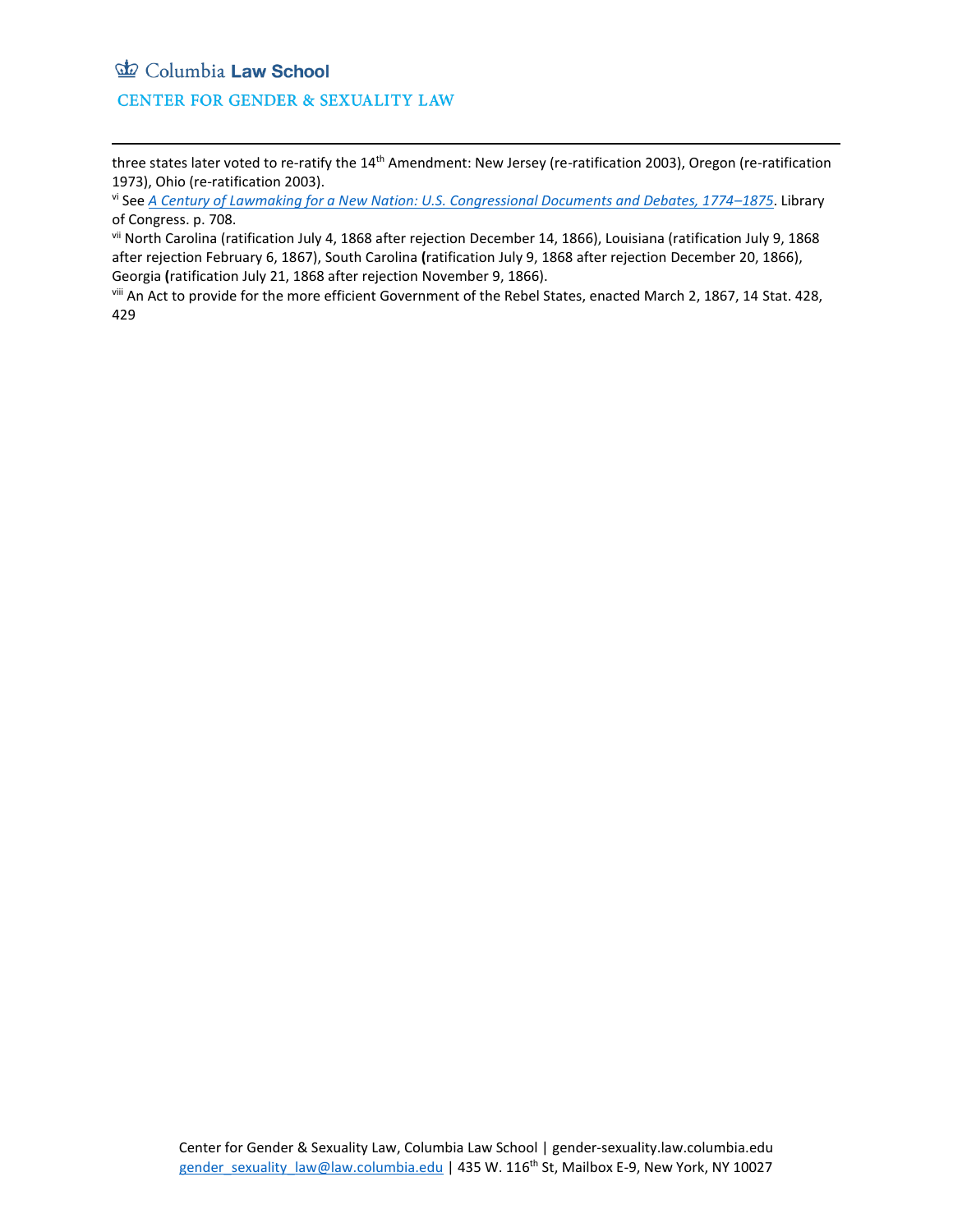three states later voted to re-ratify the 14th Amendment: New Jersey (re-ratification 2003), Oregon (re-ratification 1973), Ohio (re-ratification 2003).

[vi] See *A Century of Lawmaking for a New Nation: U.S. Congressional Documents and Debates, 1774–1875*. Library of Congress. p. 708.

[vii] North Carolina (ratification July 4, 1868 after rejection December 14, 1866), Louisiana (ratification July 9, 1868 after rejection February 6, 1867), South Carolina **(**ratification July 9, 1868 after rejection December 20, 1866), Georgia **(**ratification July 21, 1868 after rejection November 9, 1866).

[viii] An Act to provide for the more efficient Government of the Rebel States, enacted March 2, 1867, 14 Stat. 428, 429